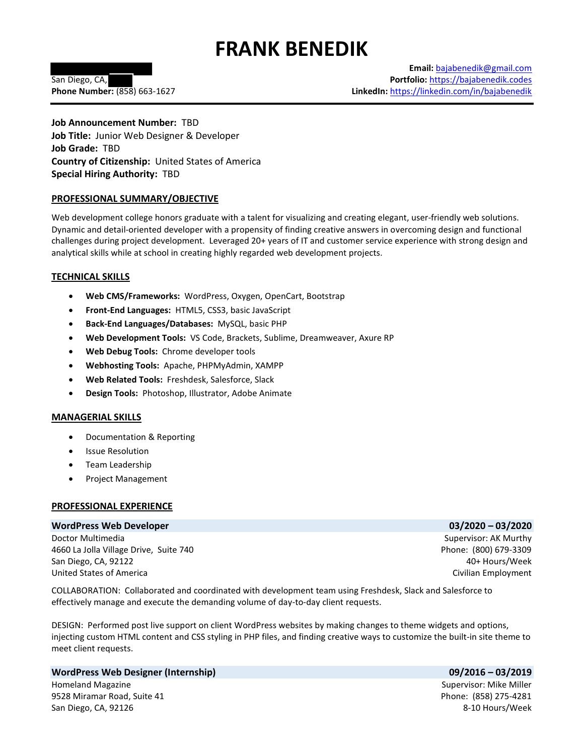# FRANK BENEDIK

San Diego, CA,
**Phone Number:** (858) 663-1627

**Email:** bajabenedik@gmail.com
**Portfolio:** https://bajabenedik.codes
**LinkedIn:** https://linkedin.com/in/bajabenedik

---

**Job Announcement Number:** TBD
**Job Title:** Junior Web Designer & Developer
**Job Grade:** TBD
**Country of Citizenship:** United States of America
**Special Hiring Authority:** TBD

## PROFESSIONAL SUMMARY/OBJECTIVE

Web development college honors graduate with a talent for visualizing and creating elegant, user-friendly web solutions. Dynamic and detail-oriented developer with a propensity of finding creative answers in overcoming design and functional challenges during project development. Leveraged 20+ years of IT and customer service experience with strong design and analytical skills while at school in creating highly regarded web development projects.

## TECHNICAL SKILLS

- **Web CMS/Frameworks:** WordPress, Oxygen, OpenCart, Bootstrap
- **Front-End Languages:** HTML5, CSS3, basic JavaScript
- **Back-End Languages/Databases:** MySQL, basic PHP
- **Web Development Tools:** VS Code, Brackets, Sublime, Dreamweaver, Axure RP
- **Web Debug Tools:** Chrome developer tools
- **Webhosting Tools:** Apache, PHPMyAdmin, XAMPP
- **Web Related Tools:** Freshdesk, Salesforce, Slack
- **Design Tools:** Photoshop, Illustrator, Adobe Animate

## MANAGERIAL SKILLS

- Documentation & Reporting
- Issue Resolution
- Team Leadership
- Project Management

## PROFESSIONAL EXPERIENCE

**WordPress Web Developer** — **03/2020 – 03/2020**

Doctor Multimedia
4660 La Jolla Village Drive, Suite 740
San Diego, CA, 92122
United States of America

Supervisor: AK Murthy
Phone: (800) 679-3309
40+ Hours/Week
Civilian Employment

COLLABORATION: Collaborated and coordinated with development team using Freshdesk, Slack and Salesforce to effectively manage and execute the demanding volume of day-to-day client requests.

DESIGN: Performed post live support on client WordPress websites by making changes to theme widgets and options, injecting custom HTML content and CSS styling in PHP files, and finding creative ways to customize the built-in site theme to meet client requests.

**WordPress Web Designer (Internship)** — **09/2016 – 03/2019**

Homeland Magazine
9528 Miramar Road, Suite 41
San Diego, CA, 92126

Supervisor: Mike Miller
Phone: (858) 275-4281
8-10 Hours/Week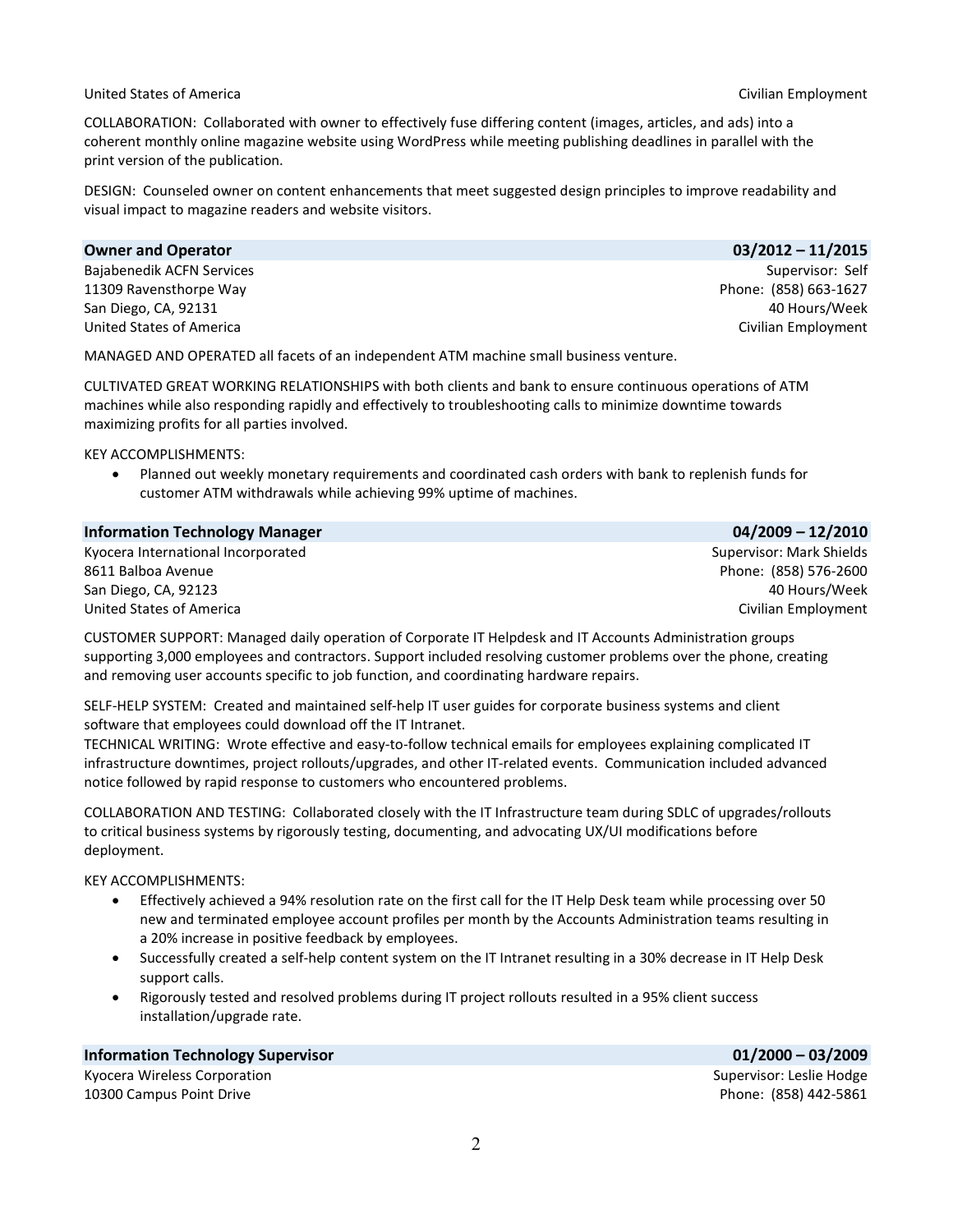United States of America — Civilian Employment

COLLABORATION: Collaborated with owner to effectively fuse differing content (images, articles, and ads) into a coherent monthly online magazine website using WordPress while meeting publishing deadlines in parallel with the print version of the publication.

DESIGN: Counseled owner on content enhancements that meet suggested design principles to improve readability and visual impact to magazine readers and website visitors.

### Owner and Operator — 03/2012 – 11/2015

Bajabenedik ACFN Services — Supervisor: Self
11309 Ravensthorpe Way — Phone: (858) 663-1627
San Diego, CA, 92131 — 40 Hours/Week
United States of America — Civilian Employment

MANAGED AND OPERATED all facets of an independent ATM machine small business venture.

CULTIVATED GREAT WORKING RELATIONSHIPS with both clients and bank to ensure continuous operations of ATM machines while also responding rapidly and effectively to troubleshooting calls to minimize downtime towards maximizing profits for all parties involved.

KEY ACCOMPLISHMENTS:

- Planned out weekly monetary requirements and coordinated cash orders with bank to replenish funds for customer ATM withdrawals while achieving 99% uptime of machines.

### Information Technology Manager — 04/2009 – 12/2010

Kyocera International Incorporated — Supervisor: Mark Shields
8611 Balboa Avenue — Phone: (858) 576-2600
San Diego, CA, 92123 — 40 Hours/Week
United States of America — Civilian Employment

CUSTOMER SUPPORT: Managed daily operation of Corporate IT Helpdesk and IT Accounts Administration groups supporting 3,000 employees and contractors. Support included resolving customer problems over the phone, creating and removing user accounts specific to job function, and coordinating hardware repairs.

SELF-HELP SYSTEM: Created and maintained self-help IT user guides for corporate business systems and client software that employees could download off the IT Intranet.
TECHNICAL WRITING: Wrote effective and easy-to-follow technical emails for employees explaining complicated IT infrastructure downtimes, project rollouts/upgrades, and other IT-related events. Communication included advanced notice followed by rapid response to customers who encountered problems.

COLLABORATION AND TESTING: Collaborated closely with the IT Infrastructure team during SDLC of upgrades/rollouts to critical business systems by rigorously testing, documenting, and advocating UX/UI modifications before deployment.

KEY ACCOMPLISHMENTS:

- Effectively achieved a 94% resolution rate on the first call for the IT Help Desk team while processing over 50 new and terminated employee account profiles per month by the Accounts Administration teams resulting in a 20% increase in positive feedback by employees.
- Successfully created a self-help content system on the IT Intranet resulting in a 30% decrease in IT Help Desk support calls.
- Rigorously tested and resolved problems during IT project rollouts resulted in a 95% client success installation/upgrade rate.

### Information Technology Supervisor — 01/2000 – 03/2009

Kyocera Wireless Corporation — Supervisor: Leslie Hodge
10300 Campus Point Drive — Phone: (858) 442-5861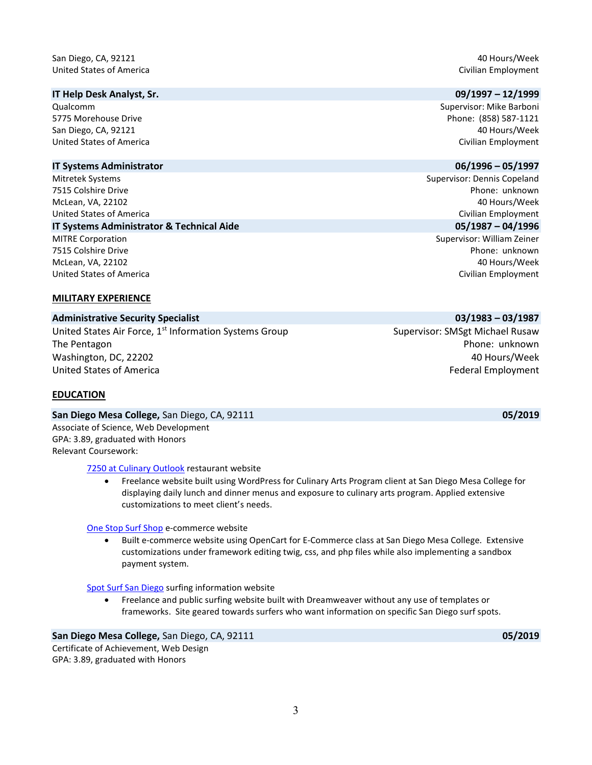San Diego, CA, 92121 — 40 Hours/Week
United States of America — Civilian Employment

**IT Help Desk Analyst, Sr.** — **09/1997 – 12/1999**
Qualcomm — Supervisor: Mike Barboni
5775 Morehouse Drive — Phone: (858) 587-1121
San Diego, CA, 92121 — 40 Hours/Week
United States of America — Civilian Employment

**IT Systems Administrator** — **06/1996 – 05/1997**
Mitretek Systems — Supervisor: Dennis Copeland
7515 Colshire Drive — Phone: unknown
McLean, VA, 22102 — 40 Hours/Week
United States of America — Civilian Employment

**IT Systems Administrator & Technical Aide** — **05/1987 – 04/1996**
MITRE Corporation — Supervisor: William Zeiner
7515 Colshire Drive — Phone: unknown
McLean, VA, 22102 — 40 Hours/Week
United States of America — Civilian Employment

## MILITARY EXPERIENCE

**Administrative Security Specialist** — **03/1983 – 03/1987**
United States Air Force, 1st Information Systems Group — Supervisor: SMSgt Michael Rusaw
The Pentagon — Phone: unknown
Washington, DC, 22202 — 40 Hours/Week
United States of America — Federal Employment

## EDUCATION

**San Diego Mesa College,** San Diego, CA, 92111 — **05/2019**
Associate of Science, Web Development
GPA: 3.89, graduated with Honors
Relevant Coursework:

7250 at Culinary Outlook restaurant website

- Freelance website built using WordPress for Culinary Arts Program client at San Diego Mesa College for displaying daily lunch and dinner menus and exposure to culinary arts program. Applied extensive customizations to meet client's needs.

One Stop Surf Shop e-commerce website

- Built e-commerce website using OpenCart for E-Commerce class at San Diego Mesa College. Extensive customizations under framework editing twig, css, and php files while also implementing a sandbox payment system.

Spot Surf San Diego surfing information website

- Freelance and public surfing website built with Dreamweaver without any use of templates or frameworks. Site geared towards surfers who want information on specific San Diego surf spots.

**San Diego Mesa College,** San Diego, CA, 92111 — **05/2019**
Certificate of Achievement, Web Design
GPA: 3.89, graduated with Honors